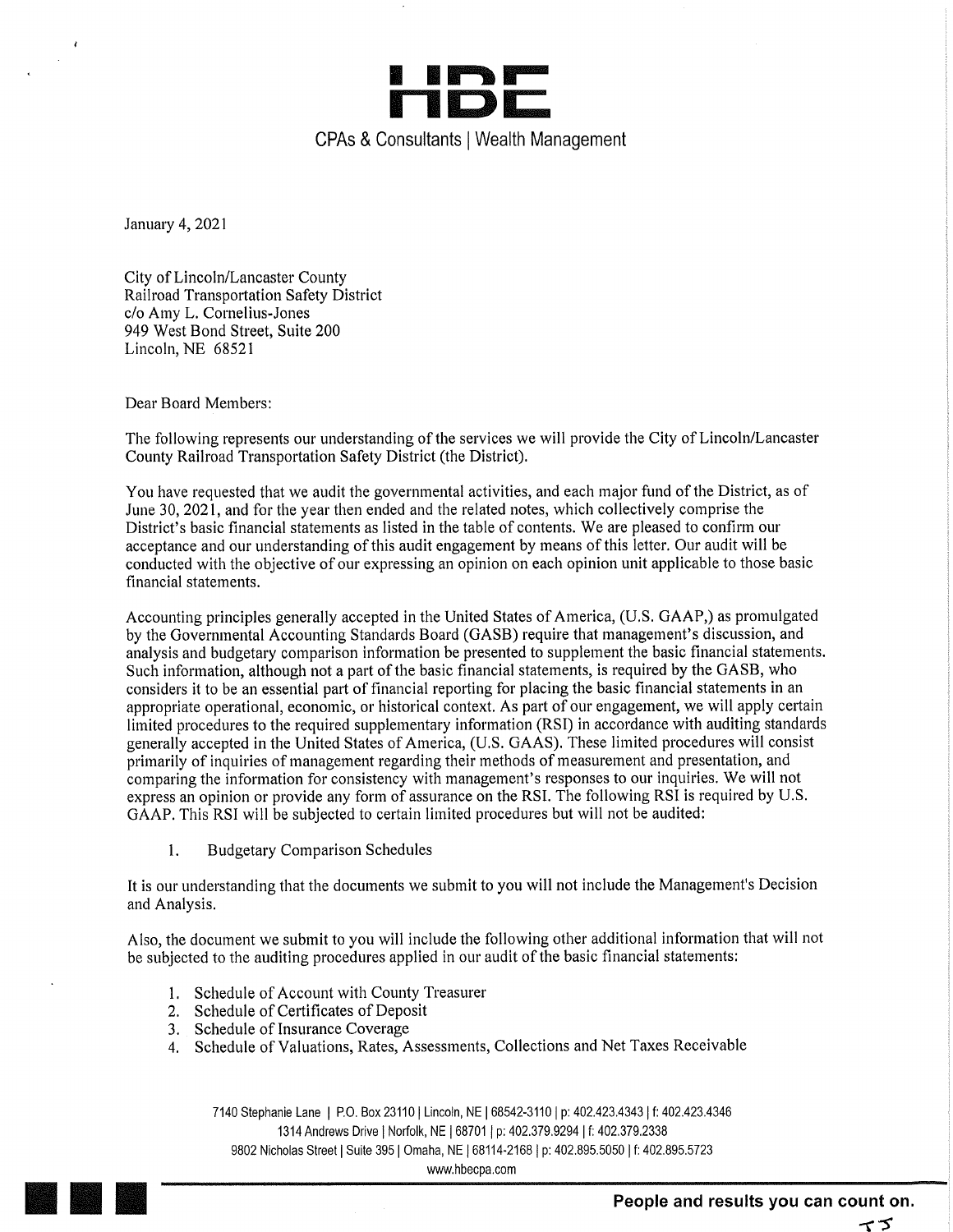# HBE

CPAs & Consultants | Wealth Management

January 4, 2021

City of Lincoln/Lancaster County
Railroad Transportation Safety District
c/o Amy L. Cornelius-Jones
949 West Bond Street, Suite 200
Lincoln, NE 68521

Dear Board Members:

The following represents our understanding of the services we will provide the City of Lincoln/Lancaster County Railroad Transportation Safety District (the District).

You have requested that we audit the governmental activities, and each major fund of the District, as of June 30, 2021, and for the year then ended and the related notes, which collectively comprise the District's basic financial statements as listed in the table of contents. We are pleased to confirm our acceptance and our understanding of this audit engagement by means of this letter. Our audit will be conducted with the objective of our expressing an opinion on each opinion unit applicable to those basic financial statements.

Accounting principles generally accepted in the United States of America, (U.S. GAAP,) as promulgated by the Governmental Accounting Standards Board (GASB) require that management's discussion, and analysis and budgetary comparison information be presented to supplement the basic financial statements. Such information, although not a part of the basic financial statements, is required by the GASB, who considers it to be an essential part of financial reporting for placing the basic financial statements in an appropriate operational, economic, or historical context. As part of our engagement, we will apply certain limited procedures to the required supplementary information (RSI) in accordance with auditing standards generally accepted in the United States of America, (U.S. GAAS). These limited procedures will consist primarily of inquiries of management regarding their methods of measurement and presentation, and comparing the information for consistency with management's responses to our inquiries. We will not express an opinion or provide any form of assurance on the RSI. The following RSI is required by U.S. GAAP. This RSI will be subjected to certain limited procedures but will not be audited:

1. Budgetary Comparison Schedules

It is our understanding that the documents we submit to you will not include the Management's Decision and Analysis.

Also, the document we submit to you will include the following other additional information that will not be subjected to the auditing procedures applied in our audit of the basic financial statements:

1. Schedule of Account with County Treasurer
2. Schedule of Certificates of Deposit
3. Schedule of Insurance Coverage
4. Schedule of Valuations, Rates, Assessments, Collections and Net Taxes Receivable

7140 Stephanie Lane | P.O. Box 23110 | Lincoln, NE | 68542-3110 | p: 402.423.4343 | f: 402.423.4346
1314 Andrews Drive | Norfolk, NE | 68701 | p: 402.379.9294 | f: 402.379.2338
9802 Nicholas Street | Suite 395 | Omaha, NE | 68114-2168 | p: 402.895.5050 | f: 402.895.5723
www.hbecpa.com

People and results you can count on.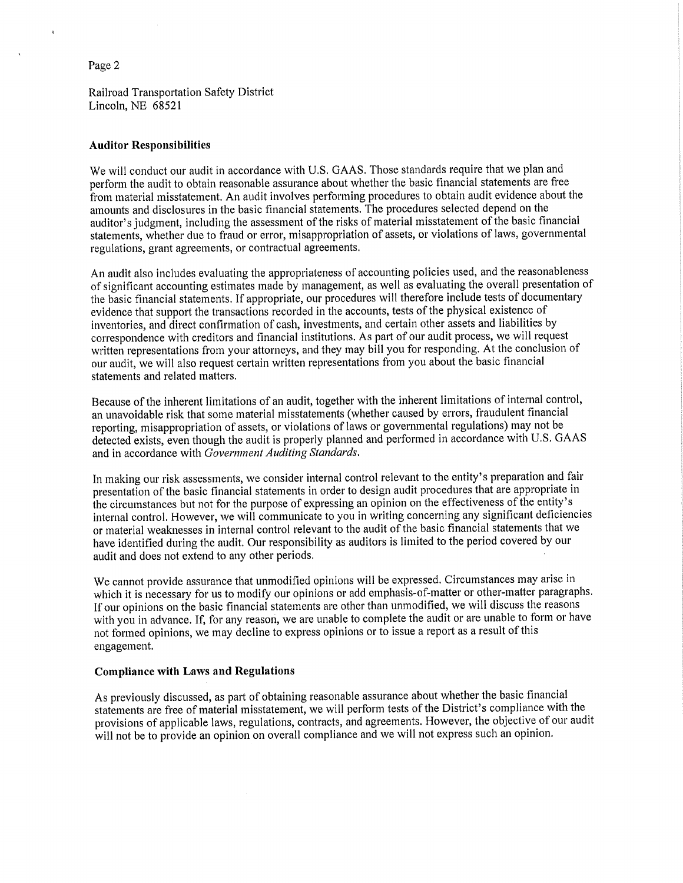Railroad Transportation Safety District
Lincoln, NE 68521

**Auditor Responsibilities**

We will conduct our audit in accordance with U.S. GAAS. Those standards require that we plan and perform the audit to obtain reasonable assurance about whether the basic financial statements are free from material misstatement. An audit involves performing procedures to obtain audit evidence about the amounts and disclosures in the basic financial statements. The procedures selected depend on the auditor's judgment, including the assessment of the risks of material misstatement of the basic financial statements, whether due to fraud or error, misappropriation of assets, or violations of laws, governmental regulations, grant agreements, or contractual agreements.

An audit also includes evaluating the appropriateness of accounting policies used, and the reasonableness of significant accounting estimates made by management, as well as evaluating the overall presentation of the basic financial statements. If appropriate, our procedures will therefore include tests of documentary evidence that support the transactions recorded in the accounts, tests of the physical existence of inventories, and direct confirmation of cash, investments, and certain other assets and liabilities by correspondence with creditors and financial institutions. As part of our audit process, we will request written representations from your attorneys, and they may bill you for responding. At the conclusion of our audit, we will also request certain written representations from you about the basic financial statements and related matters.

Because of the inherent limitations of an audit, together with the inherent limitations of internal control, an unavoidable risk that some material misstatements (whether caused by errors, fraudulent financial reporting, misappropriation of assets, or violations of laws or governmental regulations) may not be detected exists, even though the audit is properly planned and performed in accordance with U.S. GAAS and in accordance with *Government Auditing Standards*.

In making our risk assessments, we consider internal control relevant to the entity's preparation and fair presentation of the basic financial statements in order to design audit procedures that are appropriate in the circumstances but not for the purpose of expressing an opinion on the effectiveness of the entity's internal control. However, we will communicate to you in writing concerning any significant deficiencies or material weaknesses in internal control relevant to the audit of the basic financial statements that we have identified during the audit. Our responsibility as auditors is limited to the period covered by our audit and does not extend to any other periods.

We cannot provide assurance that unmodified opinions will be expressed. Circumstances may arise in which it is necessary for us to modify our opinions or add emphasis-of-matter or other-matter paragraphs. If our opinions on the basic financial statements are other than unmodified, we will discuss the reasons with you in advance. If, for any reason, we are unable to complete the audit or are unable to form or have not formed opinions, we may decline to express opinions or to issue a report as a result of this engagement.

**Compliance with Laws and Regulations**

As previously discussed, as part of obtaining reasonable assurance about whether the basic financial statements are free of material misstatement, we will perform tests of the District's compliance with the provisions of applicable laws, regulations, contracts, and agreements. However, the objective of our audit will not be to provide an opinion on overall compliance and we will not express such an opinion.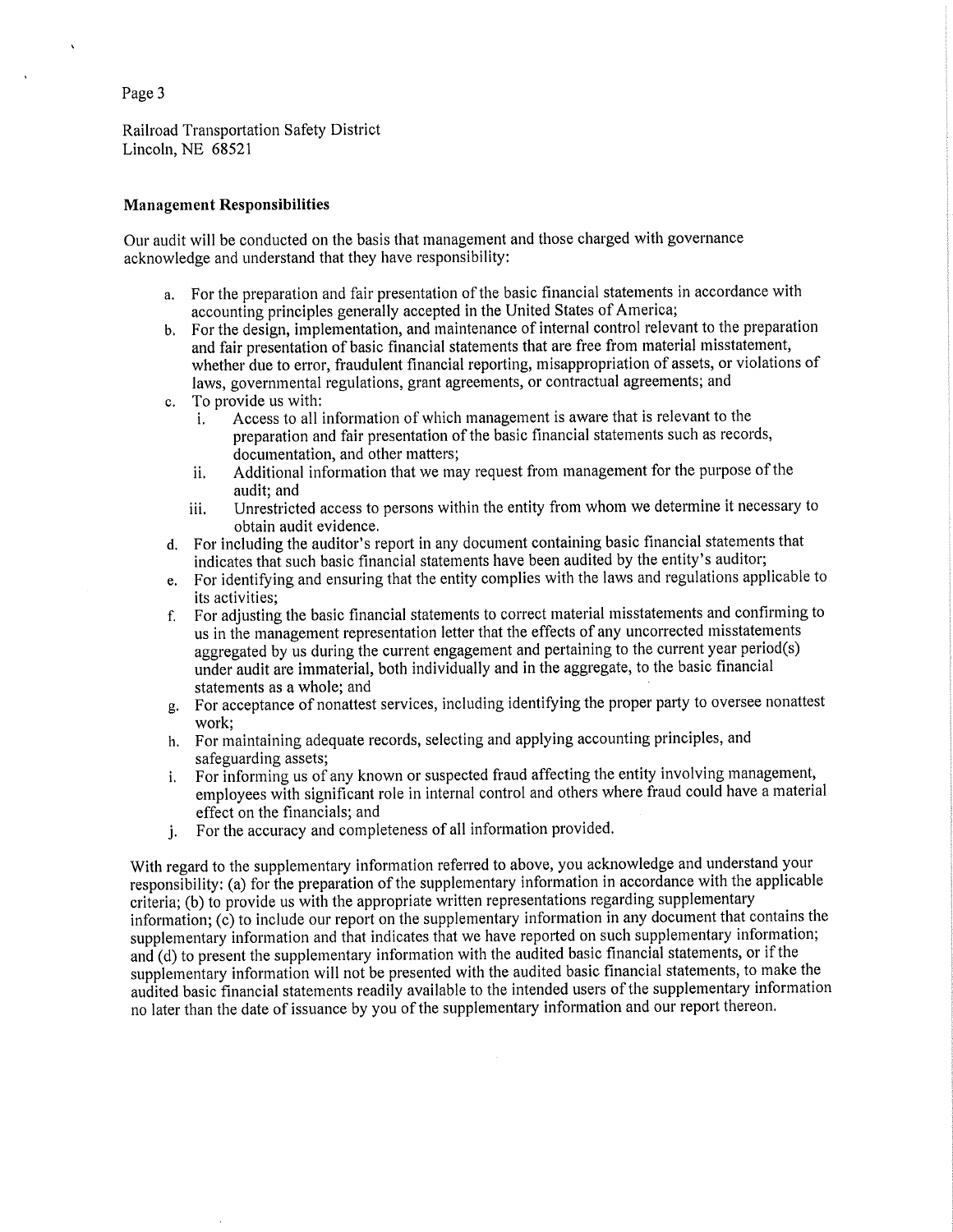Railroad Transportation Safety District
Lincoln, NE 68521

**Management Responsibilities**

Our audit will be conducted on the basis that management and those charged with governance acknowledge and understand that they have responsibility:

a. For the preparation and fair presentation of the basic financial statements in accordance with accounting principles generally accepted in the United States of America;
b. For the design, implementation, and maintenance of internal control relevant to the preparation and fair presentation of basic financial statements that are free from material misstatement, whether due to error, fraudulent financial reporting, misappropriation of assets, or violations of laws, governmental regulations, grant agreements, or contractual agreements; and
c. To provide us with:
   i. Access to all information of which management is aware that is relevant to the preparation and fair presentation of the basic financial statements such as records, documentation, and other matters;
   ii. Additional information that we may request from management for the purpose of the audit; and
   iii. Unrestricted access to persons within the entity from whom we determine it necessary to obtain audit evidence.
d. For including the auditor's report in any document containing basic financial statements that indicates that such basic financial statements have been audited by the entity's auditor;
e. For identifying and ensuring that the entity complies with the laws and regulations applicable to its activities;
f. For adjusting the basic financial statements to correct material misstatements and confirming to us in the management representation letter that the effects of any uncorrected misstatements aggregated by us during the current engagement and pertaining to the current year period(s) under audit are immaterial, both individually and in the aggregate, to the basic financial statements as a whole; and
g. For acceptance of nonattest services, including identifying the proper party to oversee nonattest work;
h. For maintaining adequate records, selecting and applying accounting principles, and safeguarding assets;
i. For informing us of any known or suspected fraud affecting the entity involving management, employees with significant role in internal control and others where fraud could have a material effect on the financials; and
j. For the accuracy and completeness of all information provided.

With regard to the supplementary information referred to above, you acknowledge and understand your responsibility: (a) for the preparation of the supplementary information in accordance with the applicable criteria; (b) to provide us with the appropriate written representations regarding supplementary information; (c) to include our report on the supplementary information in any document that contains the supplementary information and that indicates that we have reported on such supplementary information; and (d) to present the supplementary information with the audited basic financial statements, or if the supplementary information will not be presented with the audited basic financial statements, to make the audited basic financial statements readily available to the intended users of the supplementary information no later than the date of issuance by you of the supplementary information and our report thereon.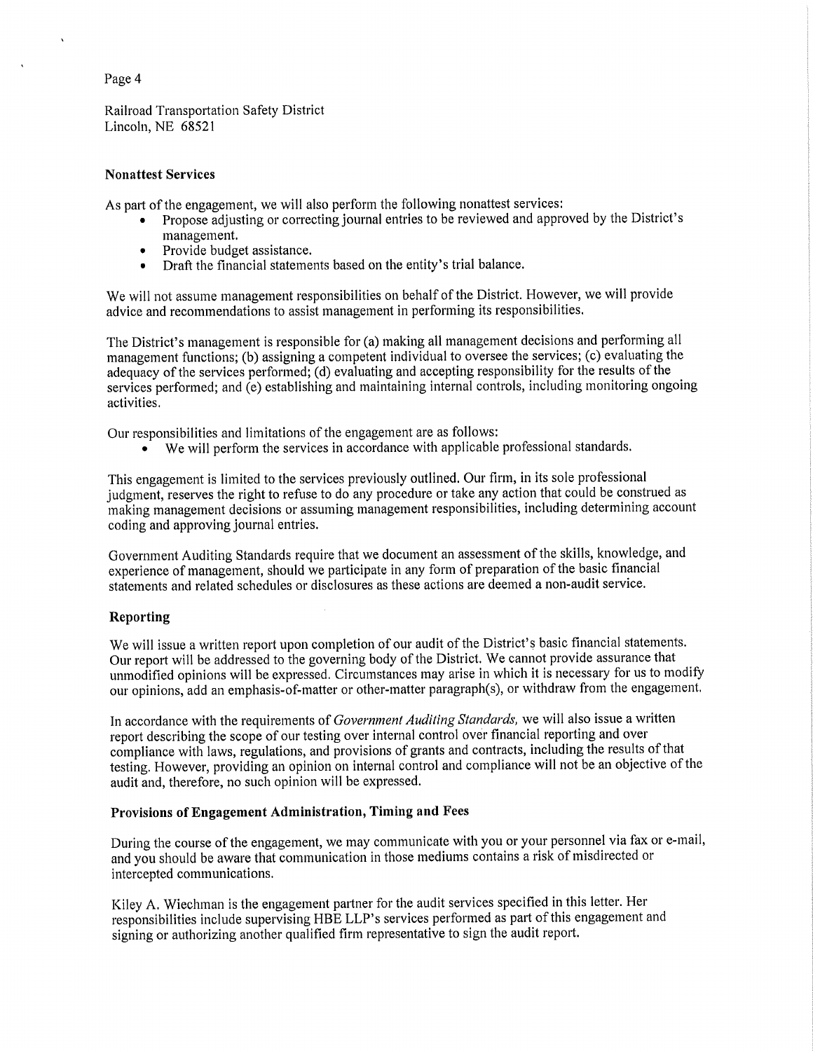Railroad Transportation Safety District
Lincoln, NE 68521

**Nonattest Services**

As part of the engagement, we will also perform the following nonattest services:

- Propose adjusting or correcting journal entries to be reviewed and approved by the District's management.
- Provide budget assistance.
- Draft the financial statements based on the entity's trial balance.

We will not assume management responsibilities on behalf of the District. However, we will provide advice and recommendations to assist management in performing its responsibilities.

The District's management is responsible for (a) making all management decisions and performing all management functions; (b) assigning a competent individual to oversee the services; (c) evaluating the adequacy of the services performed; (d) evaluating and accepting responsibility for the results of the services performed; and (e) establishing and maintaining internal controls, including monitoring ongoing activities.

Our responsibilities and limitations of the engagement are as follows:

- We will perform the services in accordance with applicable professional standards.

This engagement is limited to the services previously outlined. Our firm, in its sole professional judgment, reserves the right to refuse to do any procedure or take any action that could be construed as making management decisions or assuming management responsibilities, including determining account coding and approving journal entries.

Government Auditing Standards require that we document an assessment of the skills, knowledge, and experience of management, should we participate in any form of preparation of the basic financial statements and related schedules or disclosures as these actions are deemed a non-audit service.

**Reporting**

We will issue a written report upon completion of our audit of the District's basic financial statements. Our report will be addressed to the governing body of the District. We cannot provide assurance that unmodified opinions will be expressed. Circumstances may arise in which it is necessary for us to modify our opinions, add an emphasis-of-matter or other-matter paragraph(s), or withdraw from the engagement.

In accordance with the requirements of *Government Auditing Standards,* we will also issue a written report describing the scope of our testing over internal control over financial reporting and over compliance with laws, regulations, and provisions of grants and contracts, including the results of that testing. However, providing an opinion on internal control and compliance will not be an objective of the audit and, therefore, no such opinion will be expressed.

**Provisions of Engagement Administration, Timing and Fees**

During the course of the engagement, we may communicate with you or your personnel via fax or e-mail, and you should be aware that communication in those mediums contains a risk of misdirected or intercepted communications.

Kiley A. Wiechman is the engagement partner for the audit services specified in this letter. Her responsibilities include supervising HBE LLP's services performed as part of this engagement and signing or authorizing another qualified firm representative to sign the audit report.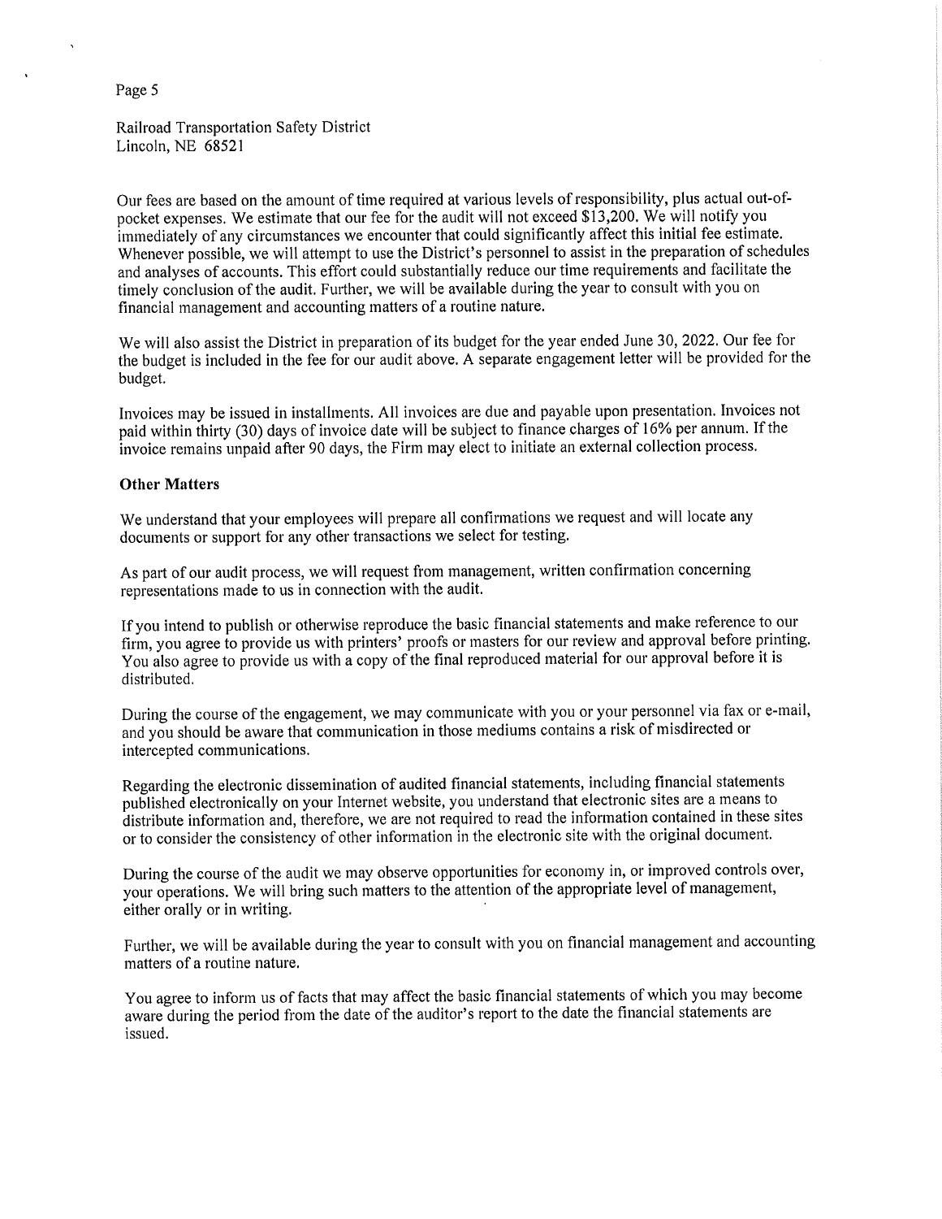Railroad Transportation Safety District
Lincoln, NE 68521

Our fees are based on the amount of time required at various levels of responsibility, plus actual out-of-pocket expenses. We estimate that our fee for the audit will not exceed $13,200. We will notify you immediately of any circumstances we encounter that could significantly affect this initial fee estimate. Whenever possible, we will attempt to use the District's personnel to assist in the preparation of schedules and analyses of accounts. This effort could substantially reduce our time requirements and facilitate the timely conclusion of the audit. Further, we will be available during the year to consult with you on financial management and accounting matters of a routine nature.

We will also assist the District in preparation of its budget for the year ended June 30, 2022. Our fee for the budget is included in the fee for our audit above. A separate engagement letter will be provided for the budget.

Invoices may be issued in installments. All invoices are due and payable upon presentation. Invoices not paid within thirty (30) days of invoice date will be subject to finance charges of 16% per annum. If the invoice remains unpaid after 90 days, the Firm may elect to initiate an external collection process.

**Other Matters**

We understand that your employees will prepare all confirmations we request and will locate any documents or support for any other transactions we select for testing.

As part of our audit process, we will request from management, written confirmation concerning representations made to us in connection with the audit.

If you intend to publish or otherwise reproduce the basic financial statements and make reference to our firm, you agree to provide us with printers' proofs or masters for our review and approval before printing. You also agree to provide us with a copy of the final reproduced material for our approval before it is distributed.

During the course of the engagement, we may communicate with you or your personnel via fax or e-mail, and you should be aware that communication in those mediums contains a risk of misdirected or intercepted communications.

Regarding the electronic dissemination of audited financial statements, including financial statements published electronically on your Internet website, you understand that electronic sites are a means to distribute information and, therefore, we are not required to read the information contained in these sites or to consider the consistency of other information in the electronic site with the original document.

During the course of the audit we may observe opportunities for economy in, or improved controls over, your operations. We will bring such matters to the attention of the appropriate level of management, either orally or in writing.

Further, we will be available during the year to consult with you on financial management and accounting matters of a routine nature.

You agree to inform us of facts that may affect the basic financial statements of which you may become aware during the period from the date of the auditor's report to the date the financial statements are issued.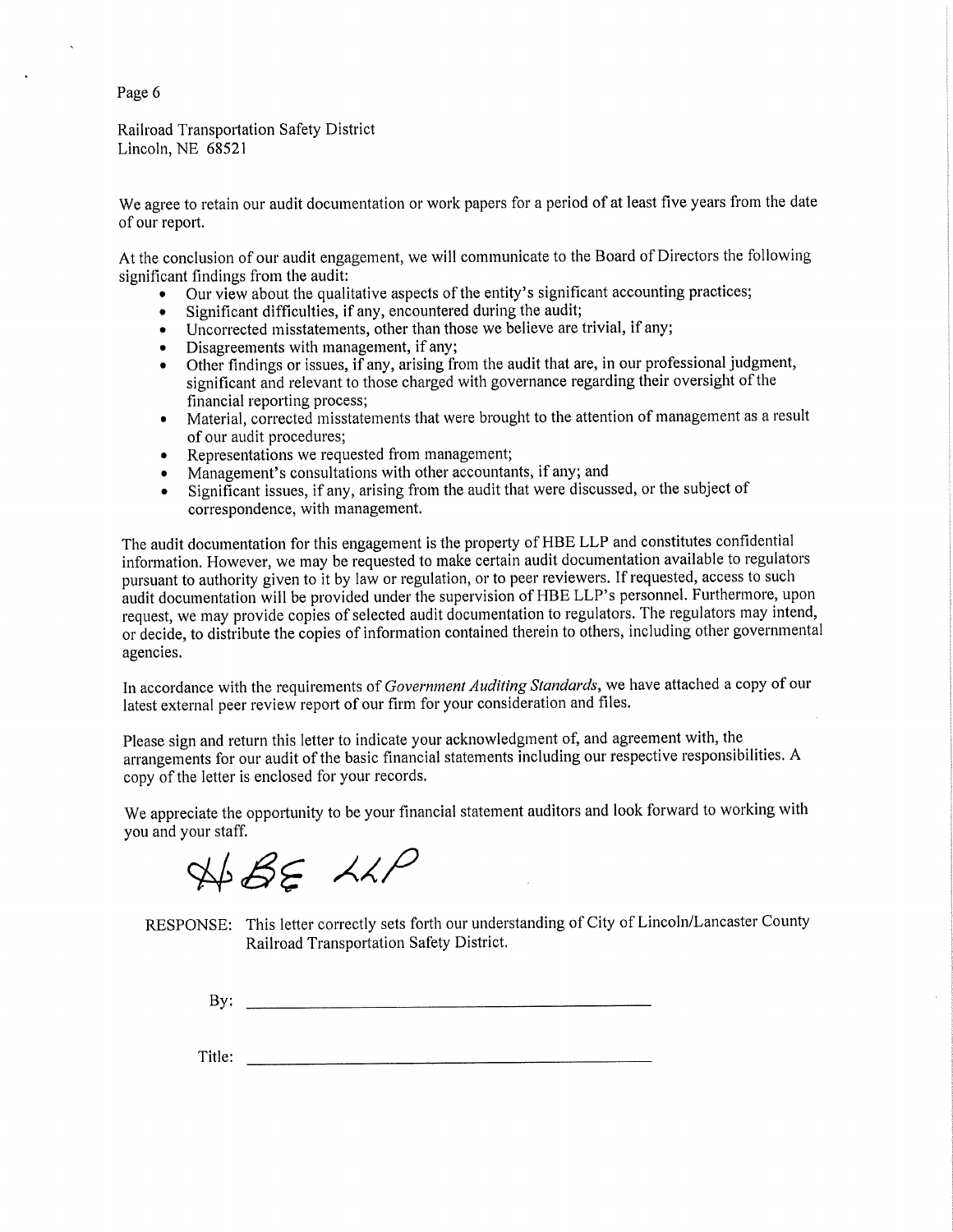Railroad Transportation Safety District
Lincoln, NE 68521

We agree to retain our audit documentation or work papers for a period of at least five years from the date of our report.

At the conclusion of our audit engagement, we will communicate to the Board of Directors the following significant findings from the audit:

- Our view about the qualitative aspects of the entity's significant accounting practices;
- Significant difficulties, if any, encountered during the audit;
- Uncorrected misstatements, other than those we believe are trivial, if any;
- Disagreements with management, if any;
- Other findings or issues, if any, arising from the audit that are, in our professional judgment, significant and relevant to those charged with governance regarding their oversight of the financial reporting process;
- Material, corrected misstatements that were brought to the attention of management as a result of our audit procedures;
- Representations we requested from management;
- Management's consultations with other accountants, if any; and
- Significant issues, if any, arising from the audit that were discussed, or the subject of correspondence, with management.

The audit documentation for this engagement is the property of HBE LLP and constitutes confidential information. However, we may be requested to make certain audit documentation available to regulators pursuant to authority given to it by law or regulation, or to peer reviewers. If requested, access to such audit documentation will be provided under the supervision of HBE LLP's personnel. Furthermore, upon request, we may provide copies of selected audit documentation to regulators. The regulators may intend, or decide, to distribute the copies of information contained therein to others, including other governmental agencies.

In accordance with the requirements of *Government Auditing Standards*, we have attached a copy of our latest external peer review report of our firm for your consideration and files.

Please sign and return this letter to indicate your acknowledgment of, and agreement with, the arrangements for our audit of the basic financial statements including our respective responsibilities. A copy of the letter is enclosed for your records.

We appreciate the opportunity to be your financial statement auditors and look forward to working with you and your staff.

HBE LLP

RESPONSE: This letter correctly sets forth our understanding of City of Lincoln/Lancaster County Railroad Transportation Safety District.

By: ______________________________

Title: ______________________________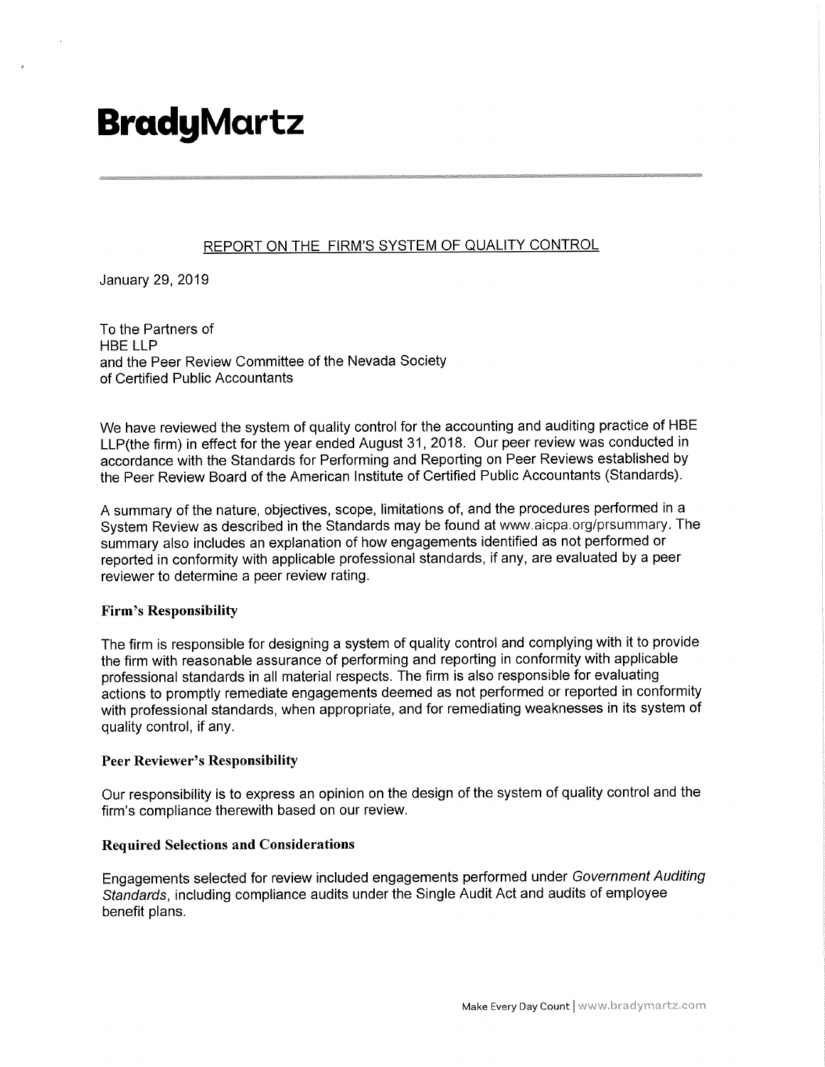# BradyMartz

REPORT ON THE FIRM'S SYSTEM OF QUALITY CONTROL

January 29, 2019

To the Partners of
HBE LLP
and the Peer Review Committee of the Nevada Society
of Certified Public Accountants

We have reviewed the system of quality control for the accounting and auditing practice of HBE LLP(the firm) in effect for the year ended August 31, 2018. Our peer review was conducted in accordance with the Standards for Performing and Reporting on Peer Reviews established by the Peer Review Board of the American Institute of Certified Public Accountants (Standards).

A summary of the nature, objectives, scope, limitations of, and the procedures performed in a System Review as described in the Standards may be found at www.aicpa.org/prsummary. The summary also includes an explanation of how engagements identified as not performed or reported in conformity with applicable professional standards, if any, are evaluated by a peer reviewer to determine a peer review rating.

### Firm's Responsibility

The firm is responsible for designing a system of quality control and complying with it to provide the firm with reasonable assurance of performing and reporting in conformity with applicable professional standards in all material respects. The firm is also responsible for evaluating actions to promptly remediate engagements deemed as not performed or reported in conformity with professional standards, when appropriate, and for remediating weaknesses in its system of quality control, if any.

### Peer Reviewer's Responsibility

Our responsibility is to express an opinion on the design of the system of quality control and the firm's compliance therewith based on our review.

### Required Selections and Considerations

Engagements selected for review included engagements performed under *Government Auditing Standards*, including compliance audits under the Single Audit Act and audits of employee benefit plans.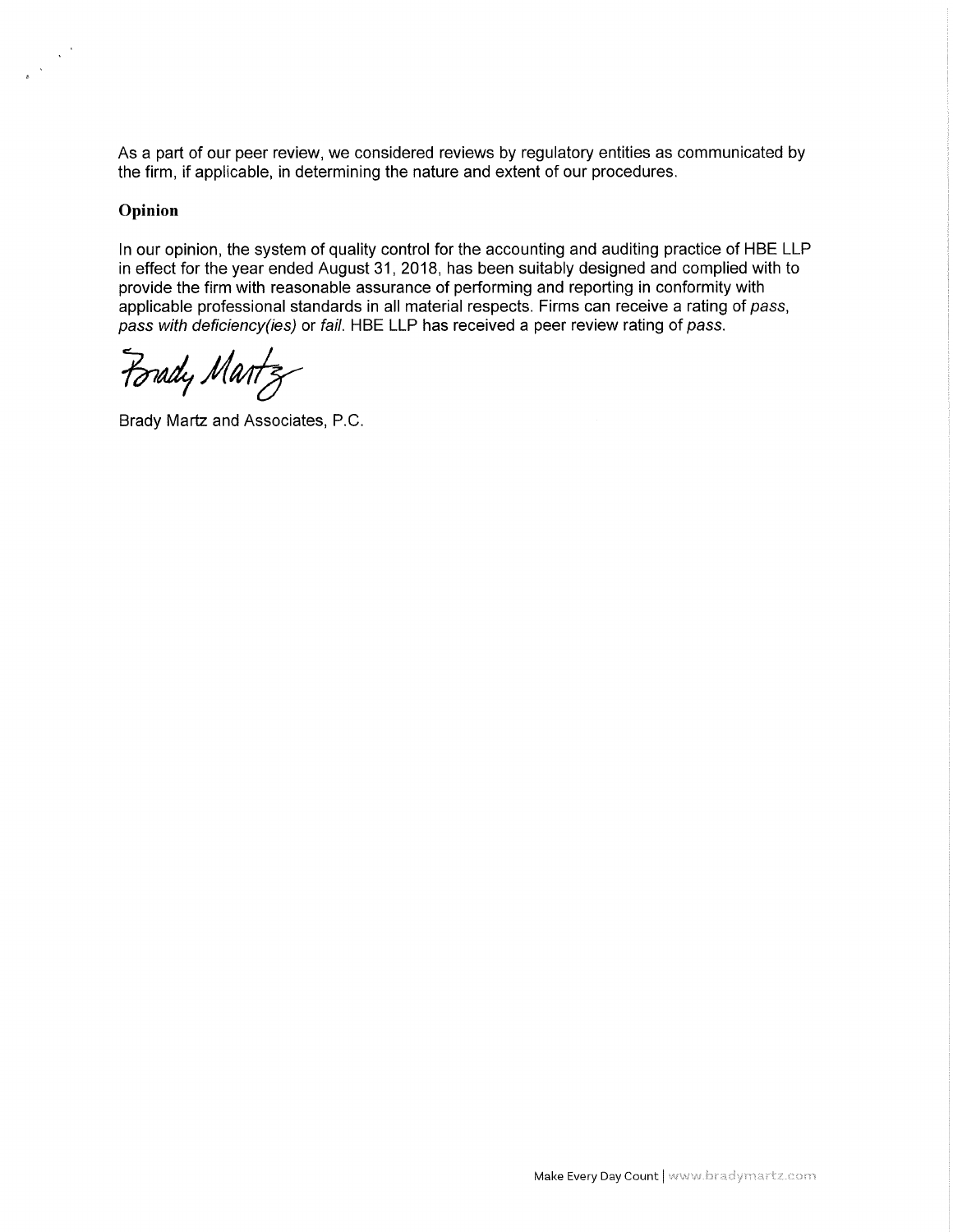As a part of our peer review, we considered reviews by regulatory entities as communicated by the firm, if applicable, in determining the nature and extent of our procedures.

**Opinion**

In our opinion, the system of quality control for the accounting and auditing practice of HBE LLP in effect for the year ended August 31, 2018, has been suitably designed and complied with to provide the firm with reasonable assurance of performing and reporting in conformity with applicable professional standards in all material respects. Firms can receive a rating of *pass*, *pass with deficiency(ies)* or *fail*. HBE LLP has received a peer review rating of *pass*.

Brady Martz

Brady Martz and Associates, P.C.